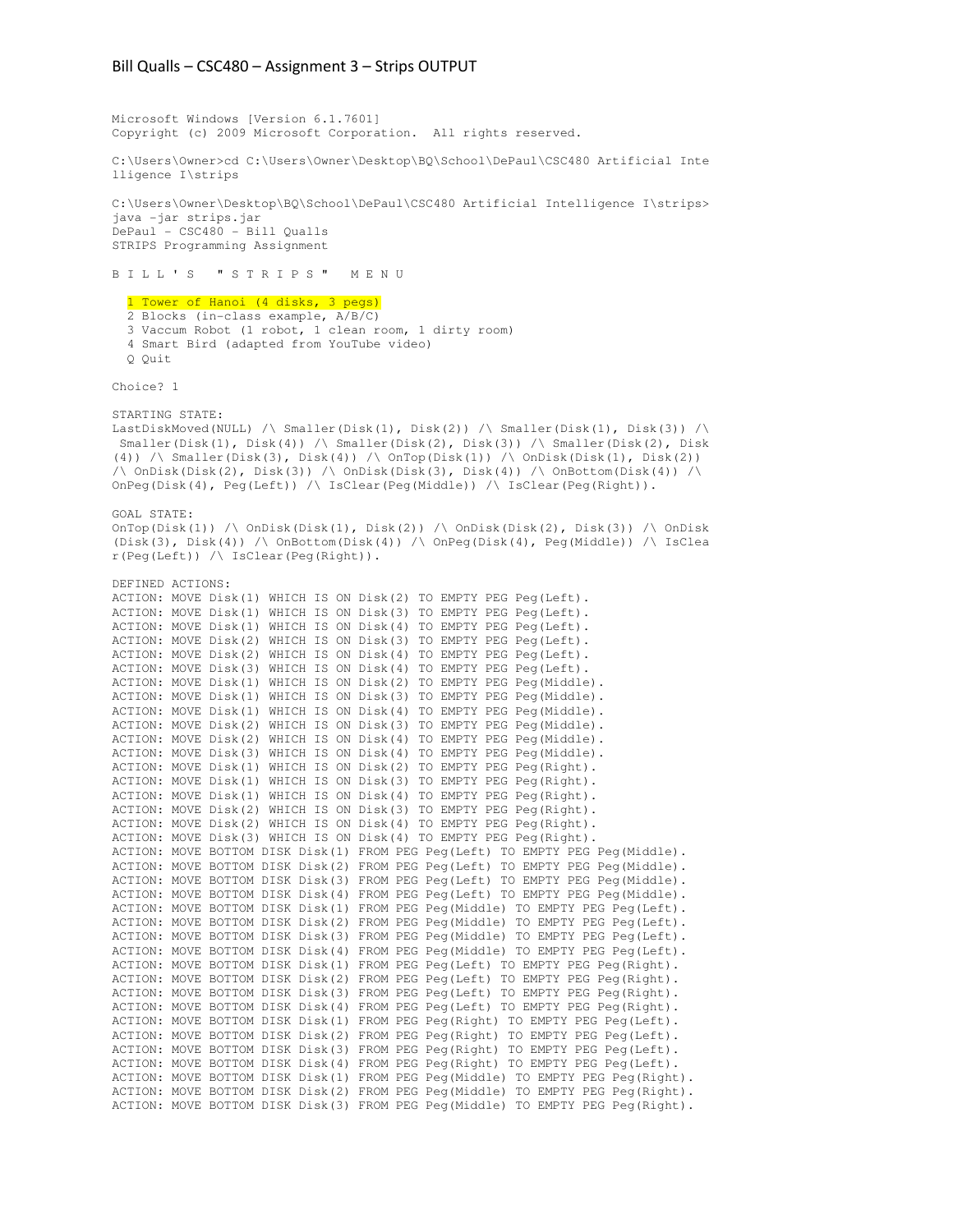# Bill Qualls – CSC480 – Assignment 3 – Strips OUTPUT

```
Microsoft Windows [Version 6.1.7601]
Copyright (c) 2009 Microsoft Corporation.  All rights reserved.

C:\Users\Owner>cd C:\Users\Owner\Desktop\BQ\School\DePaul\CSC480 Artificial Inte
lligence I\strips

C:\Users\Owner\Desktop\BQ\School\DePaul\CSC480 Artificial Intelligence I\strips>
java -jar strips.jar
DePaul - CSC480 - Bill Qualls
STRIPS Programming Assignment

B I L L ' S   " S T R I P S "   M E N U

  1 Tower of Hanoi (4 disks, 3 pegs)
  2 Blocks (in-class example, A/B/C)
  3 Vaccum Robot (1 robot, 1 clean room, 1 dirty room)
  4 Smart Bird (adapted from YouTube video)
  Q Quit

Choice? 1

STARTING STATE:
LastDiskMoved(NULL) /\ Smaller(Disk(1), Disk(2)) /\ Smaller(Disk(1), Disk(3)) /\
 Smaller(Disk(1), Disk(4)) /\ Smaller(Disk(2), Disk(3)) /\ Smaller(Disk(2), Disk
(4)) /\ Smaller(Disk(3), Disk(4)) /\ OnTop(Disk(1)) /\ OnDisk(Disk(1), Disk(2))
/\ OnDisk(Disk(2), Disk(3)) /\ OnDisk(Disk(3), Disk(4)) /\ OnBottom(Disk(4)) /\
OnPeg(Disk(4), Peg(Left)) /\ IsClear(Peg(Middle)) /\ IsClear(Peg(Right)).

GOAL STATE:
OnTop(Disk(1)) /\ OnDisk(Disk(1), Disk(2)) /\ OnDisk(Disk(2), Disk(3)) /\ OnDisk
(Disk(3), Disk(4)) /\ OnBottom(Disk(4)) /\ OnPeg(Disk(4), Peg(Middle)) /\ IsClea
r(Peg(Left)) /\ IsClear(Peg(Right)).

DEFINED ACTIONS:
ACTION: MOVE Disk(1) WHICH IS ON Disk(2) TO EMPTY PEG Peg(Left).
ACTION: MOVE Disk(1) WHICH IS ON Disk(3) TO EMPTY PEG Peg(Left).
ACTION: MOVE Disk(1) WHICH IS ON Disk(4) TO EMPTY PEG Peg(Left).
ACTION: MOVE Disk(2) WHICH IS ON Disk(3) TO EMPTY PEG Peg(Left).
ACTION: MOVE Disk(2) WHICH IS ON Disk(4) TO EMPTY PEG Peg(Left).
ACTION: MOVE Disk(3) WHICH IS ON Disk(4) TO EMPTY PEG Peg(Left).
ACTION: MOVE Disk(1) WHICH IS ON Disk(2) TO EMPTY PEG Peg(Middle).
ACTION: MOVE Disk(1) WHICH IS ON Disk(3) TO EMPTY PEG Peg(Middle).
ACTION: MOVE Disk(1) WHICH IS ON Disk(4) TO EMPTY PEG Peg(Middle).
ACTION: MOVE Disk(2) WHICH IS ON Disk(3) TO EMPTY PEG Peg(Middle).
ACTION: MOVE Disk(2) WHICH IS ON Disk(4) TO EMPTY PEG Peg(Middle).
ACTION: MOVE Disk(3) WHICH IS ON Disk(4) TO EMPTY PEG Peg(Middle).
ACTION: MOVE Disk(1) WHICH IS ON Disk(2) TO EMPTY PEG Peg(Right).
ACTION: MOVE Disk(1) WHICH IS ON Disk(3) TO EMPTY PEG Peg(Right).
ACTION: MOVE Disk(1) WHICH IS ON Disk(4) TO EMPTY PEG Peg(Right).
ACTION: MOVE Disk(2) WHICH IS ON Disk(3) TO EMPTY PEG Peg(Right).
ACTION: MOVE Disk(2) WHICH IS ON Disk(4) TO EMPTY PEG Peg(Right).
ACTION: MOVE Disk(3) WHICH IS ON Disk(4) TO EMPTY PEG Peg(Right).
ACTION: MOVE BOTTOM DISK Disk(1) FROM PEG Peg(Left) TO EMPTY PEG Peg(Middle).
ACTION: MOVE BOTTOM DISK Disk(2) FROM PEG Peg(Left) TO EMPTY PEG Peg(Middle).
ACTION: MOVE BOTTOM DISK Disk(3) FROM PEG Peg(Left) TO EMPTY PEG Peg(Middle).
ACTION: MOVE BOTTOM DISK Disk(4) FROM PEG Peg(Left) TO EMPTY PEG Peg(Middle).
ACTION: MOVE BOTTOM DISK Disk(1) FROM PEG Peg(Middle) TO EMPTY PEG Peg(Left).
ACTION: MOVE BOTTOM DISK Disk(2) FROM PEG Peg(Middle) TO EMPTY PEG Peg(Left).
ACTION: MOVE BOTTOM DISK Disk(3) FROM PEG Peg(Middle) TO EMPTY PEG Peg(Left).
ACTION: MOVE BOTTOM DISK Disk(4) FROM PEG Peg(Middle) TO EMPTY PEG Peg(Left).
ACTION: MOVE BOTTOM DISK Disk(1) FROM PEG Peg(Left) TO EMPTY PEG Peg(Right).
ACTION: MOVE BOTTOM DISK Disk(2) FROM PEG Peg(Left) TO EMPTY PEG Peg(Right).
ACTION: MOVE BOTTOM DISK Disk(3) FROM PEG Peg(Left) TO EMPTY PEG Peg(Right).
ACTION: MOVE BOTTOM DISK Disk(4) FROM PEG Peg(Left) TO EMPTY PEG Peg(Right).
ACTION: MOVE BOTTOM DISK Disk(1) FROM PEG Peg(Right) TO EMPTY PEG Peg(Left).
ACTION: MOVE BOTTOM DISK Disk(2) FROM PEG Peg(Right) TO EMPTY PEG Peg(Left).
ACTION: MOVE BOTTOM DISK Disk(3) FROM PEG Peg(Right) TO EMPTY PEG Peg(Left).
ACTION: MOVE BOTTOM DISK Disk(4) FROM PEG Peg(Right) TO EMPTY PEG Peg(Left).
ACTION: MOVE BOTTOM DISK Disk(1) FROM PEG Peg(Middle) TO EMPTY PEG Peg(Right).
ACTION: MOVE BOTTOM DISK Disk(2) FROM PEG Peg(Middle) TO EMPTY PEG Peg(Right).
ACTION: MOVE BOTTOM DISK Disk(3) FROM PEG Peg(Middle) TO EMPTY PEG Peg(Right).
```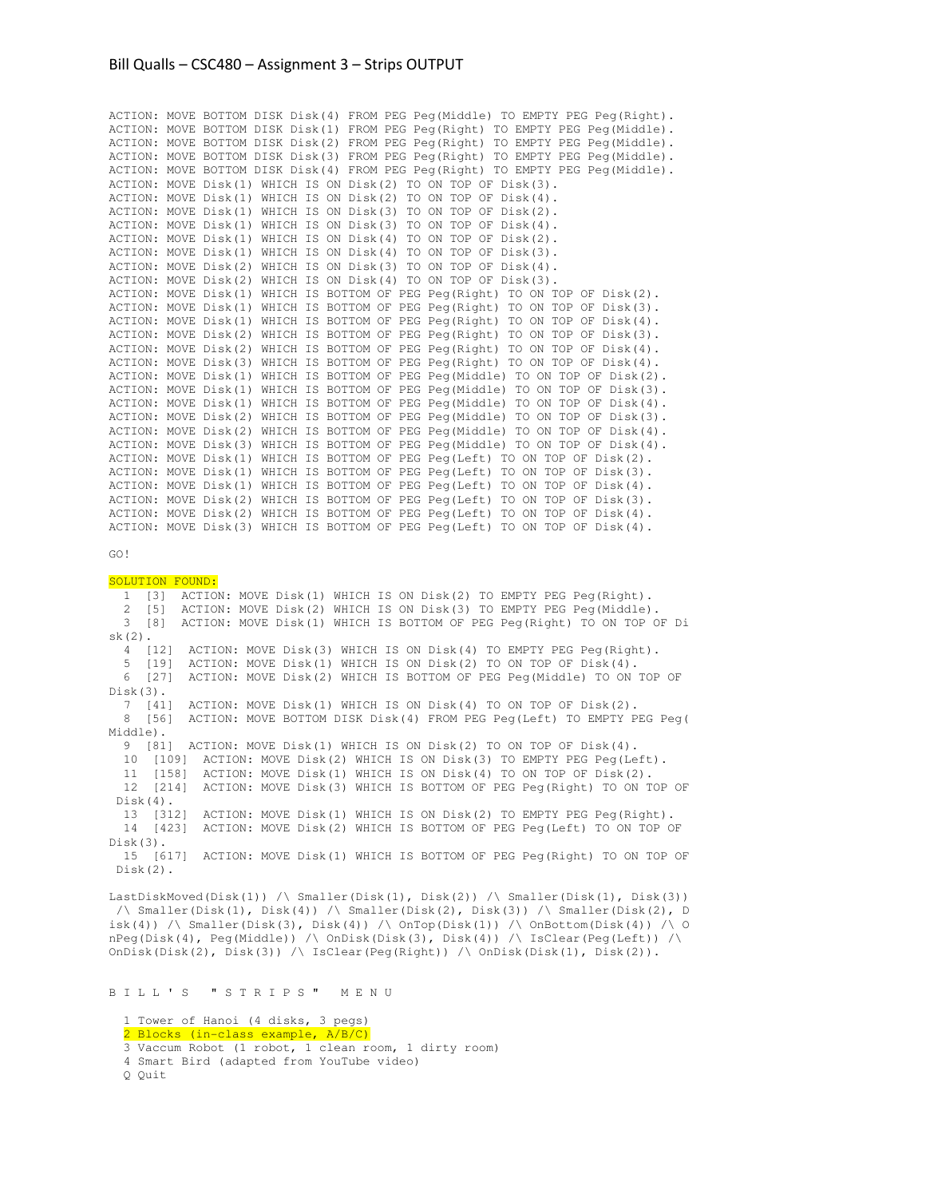```
ACTION: MOVE BOTTOM DISK Disk(4) FROM PEG Peg(Middle) TO EMPTY PEG Peg(Right).
ACTION: MOVE BOTTOM DISK Disk(1) FROM PEG Peg(Right) TO EMPTY PEG Peg(Middle).
ACTION: MOVE BOTTOM DISK Disk(2) FROM PEG Peg(Right) TO EMPTY PEG Peg(Middle).
ACTION: MOVE BOTTOM DISK Disk(3) FROM PEG Peg(Right) TO EMPTY PEG Peg(Middle).
ACTION: MOVE BOTTOM DISK Disk(4) FROM PEG Peg(Right) TO EMPTY PEG Peg(Middle).
ACTION: MOVE Disk(1) WHICH IS ON Disk(2) TO ON TOP OF Disk(3).
ACTION: MOVE Disk(1) WHICH IS ON Disk(2) TO ON TOP OF Disk(4).
ACTION: MOVE Disk(1) WHICH IS ON Disk(3) TO ON TOP OF Disk(2).
ACTION: MOVE Disk(1) WHICH IS ON Disk(3) TO ON TOP OF Disk(4).
ACTION: MOVE Disk(1) WHICH IS ON Disk(4) TO ON TOP OF Disk(2).
ACTION: MOVE Disk(1) WHICH IS ON Disk(4) TO ON TOP OF Disk(3).
ACTION: MOVE Disk(2) WHICH IS ON Disk(3) TO ON TOP OF Disk(4).
ACTION: MOVE Disk(2) WHICH IS ON Disk(4) TO ON TOP OF Disk(3).
ACTION: MOVE Disk(1) WHICH IS BOTTOM OF PEG Peg(Right) TO ON TOP OF Disk(2).
ACTION: MOVE Disk(1) WHICH IS BOTTOM OF PEG Peg(Right) TO ON TOP OF Disk(3).
ACTION: MOVE Disk(1) WHICH IS BOTTOM OF PEG Peg(Right) TO ON TOP OF Disk(4).
ACTION: MOVE Disk(2) WHICH IS BOTTOM OF PEG Peg(Right) TO ON TOP OF Disk(3).
ACTION: MOVE Disk(2) WHICH IS BOTTOM OF PEG Peg(Right) TO ON TOP OF Disk(4).
ACTION: MOVE Disk(3) WHICH IS BOTTOM OF PEG Peg(Right) TO ON TOP OF Disk(4).
ACTION: MOVE Disk(1) WHICH IS BOTTOM OF PEG Peg(Middle) TO ON TOP OF Disk(2).
ACTION: MOVE Disk(1) WHICH IS BOTTOM OF PEG Peg(Middle) TO ON TOP OF Disk(3).
ACTION: MOVE Disk(1) WHICH IS BOTTOM OF PEG Peg(Middle) TO ON TOP OF Disk(4).
ACTION: MOVE Disk(2) WHICH IS BOTTOM OF PEG Peg(Middle) TO ON TOP OF Disk(3).
ACTION: MOVE Disk(2) WHICH IS BOTTOM OF PEG Peg(Middle) TO ON TOP OF Disk(4).
ACTION: MOVE Disk(3) WHICH IS BOTTOM OF PEG Peg(Middle) TO ON TOP OF Disk(4).
ACTION: MOVE Disk(1) WHICH IS BOTTOM OF PEG Peg(Left) TO ON TOP OF Disk(2).
ACTION: MOVE Disk(1) WHICH IS BOTTOM OF PEG Peg(Left) TO ON TOP OF Disk(3).
ACTION: MOVE Disk(1) WHICH IS BOTTOM OF PEG Peg(Left) TO ON TOP OF Disk(4).
ACTION: MOVE Disk(2) WHICH IS BOTTOM OF PEG Peg(Left) TO ON TOP OF Disk(3).
ACTION: MOVE Disk(2) WHICH IS BOTTOM OF PEG Peg(Left) TO ON TOP OF Disk(4).
ACTION: MOVE Disk(3) WHICH IS BOTTOM OF PEG Peg(Left) TO ON TOP OF Disk(4).

GO!

SOLUTION FOUND:
  1  [3]  ACTION: MOVE Disk(1) WHICH IS ON Disk(2) TO EMPTY PEG Peg(Right).
  2  [5]  ACTION: MOVE Disk(2) WHICH IS ON Disk(3) TO EMPTY PEG Peg(Middle).
  3  [8]  ACTION: MOVE Disk(1) WHICH IS BOTTOM OF PEG Peg(Right) TO ON TOP OF Disk(2).
  4  [12]  ACTION: MOVE Disk(3) WHICH IS ON Disk(4) TO EMPTY PEG Peg(Right).
  5  [19]  ACTION: MOVE Disk(1) WHICH IS ON Disk(2) TO ON TOP OF Disk(4).
  6  [27]  ACTION: MOVE Disk(2) WHICH IS BOTTOM OF PEG Peg(Middle) TO ON TOP OF Disk(3).
  7  [41]  ACTION: MOVE Disk(1) WHICH IS ON Disk(4) TO ON TOP OF Disk(2).
  8  [56]  ACTION: MOVE BOTTOM DISK Disk(4) FROM PEG Peg(Left) TO EMPTY PEG Peg(Middle).
  9  [81]  ACTION: MOVE Disk(1) WHICH IS ON Disk(2) TO ON TOP OF Disk(4).
  10  [109]  ACTION: MOVE Disk(2) WHICH IS ON Disk(3) TO EMPTY PEG Peg(Left).
  11  [158]  ACTION: MOVE Disk(1) WHICH IS ON Disk(4) TO ON TOP OF Disk(2).
  12  [214]  ACTION: MOVE Disk(3) WHICH IS BOTTOM OF PEG Peg(Right) TO ON TOP OF Disk(4).
  13  [312]  ACTION: MOVE Disk(1) WHICH IS ON Disk(2) TO EMPTY PEG Peg(Right).
  14  [423]  ACTION: MOVE Disk(2) WHICH IS BOTTOM OF PEG Peg(Left) TO ON TOP OF Disk(3).
  15  [617]  ACTION: MOVE Disk(1) WHICH IS BOTTOM OF PEG Peg(Right) TO ON TOP OF Disk(2).

LastDiskMoved(Disk(1)) /\ Smaller(Disk(1), Disk(2)) /\ Smaller(Disk(1), Disk(3)) /\ Smaller(Disk(1), Disk(4)) /\ Smaller(Disk(2), Disk(3)) /\ Smaller(Disk(2), Disk(4)) /\ Smaller(Disk(3), Disk(4)) /\ OnTop(Disk(1)) /\ OnBottom(Disk(4)) /\ OnPeg(Disk(4), Peg(Middle)) /\ OnDisk(Disk(3), Disk(4)) /\ IsClear(Peg(Left)) /\ OnDisk(Disk(2), Disk(3)) /\ IsClear(Peg(Right)) /\ OnDisk(Disk(1), Disk(2)).


B I L L ' S   " S T R I P S "   M E N U

  1 Tower of Hanoi (4 disks, 3 pegs)
  2 Blocks (in-class example, A/B/C)
  3 Vaccum Robot (1 robot, 1 clean room, 1 dirty room)
  4 Smart Bird (adapted from YouTube video)
  Q Quit
```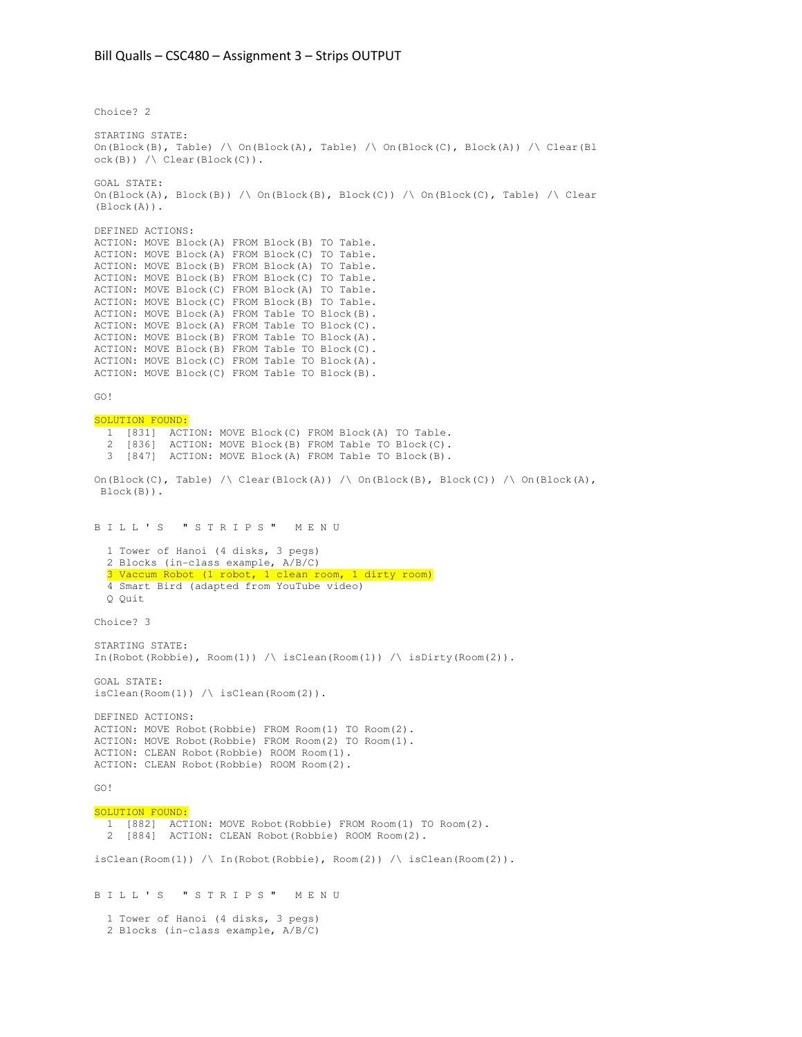```
Choice? 2

STARTING STATE:
On(Block(B), Table) /\ On(Block(A), Table) /\ On(Block(C), Block(A)) /\ Clear(Bl
ock(B)) /\ Clear(Block(C)).

GOAL STATE:
On(Block(A), Block(B)) /\ On(Block(B), Block(C)) /\ On(Block(C), Table) /\ Clear
(Block(A)).

DEFINED ACTIONS:
ACTION: MOVE Block(A) FROM Block(B) TO Table.
ACTION: MOVE Block(A) FROM Block(C) TO Table.
ACTION: MOVE Block(B) FROM Block(A) TO Table.
ACTION: MOVE Block(B) FROM Block(C) TO Table.
ACTION: MOVE Block(C) FROM Block(A) TO Table.
ACTION: MOVE Block(C) FROM Block(B) TO Table.
ACTION: MOVE Block(A) FROM Table TO Block(B).
ACTION: MOVE Block(A) FROM Table TO Block(C).
ACTION: MOVE Block(B) FROM Table TO Block(A).
ACTION: MOVE Block(B) FROM Table TO Block(C).
ACTION: MOVE Block(C) FROM Table TO Block(A).
ACTION: MOVE Block(C) FROM Table TO Block(B).

GO!

SOLUTION FOUND:
  1  [831]  ACTION: MOVE Block(C) FROM Block(A) TO Table.
  2  [836]  ACTION: MOVE Block(B) FROM Table TO Block(C).
  3  [847]  ACTION: MOVE Block(A) FROM Table TO Block(B).

On(Block(C), Table) /\ Clear(Block(A)) /\ On(Block(B), Block(C)) /\ On(Block(A),
 Block(B)).


B I L L ' S   " S T R I P S "   M E N U

  1 Tower of Hanoi (4 disks, 3 pegs)
  2 Blocks (in-class example, A/B/C)
  3 Vaccum Robot (1 robot, 1 clean room, 1 dirty room)
  4 Smart Bird (adapted from YouTube video)
  Q Quit

Choice? 3

STARTING STATE:
In(Robot(Robbie), Room(1)) /\ isClean(Room(1)) /\ isDirty(Room(2)).

GOAL STATE:
isClean(Room(1)) /\ isClean(Room(2)).

DEFINED ACTIONS:
ACTION: MOVE Robot(Robbie) FROM Room(1) TO Room(2).
ACTION: MOVE Robot(Robbie) FROM Room(2) TO Room(1).
ACTION: CLEAN Robot(Robbie) ROOM Room(1).
ACTION: CLEAN Robot(Robbie) ROOM Room(2).

GO!

SOLUTION FOUND:
  1  [882]  ACTION: MOVE Robot(Robbie) FROM Room(1) TO Room(2).
  2  [884]  ACTION: CLEAN Robot(Robbie) ROOM Room(2).

isClean(Room(1)) /\ In(Robot(Robbie), Room(2)) /\ isClean(Room(2)).


B I L L ' S   " S T R I P S "   M E N U

  1 Tower of Hanoi (4 disks, 3 pegs)
  2 Blocks (in-class example, A/B/C)
```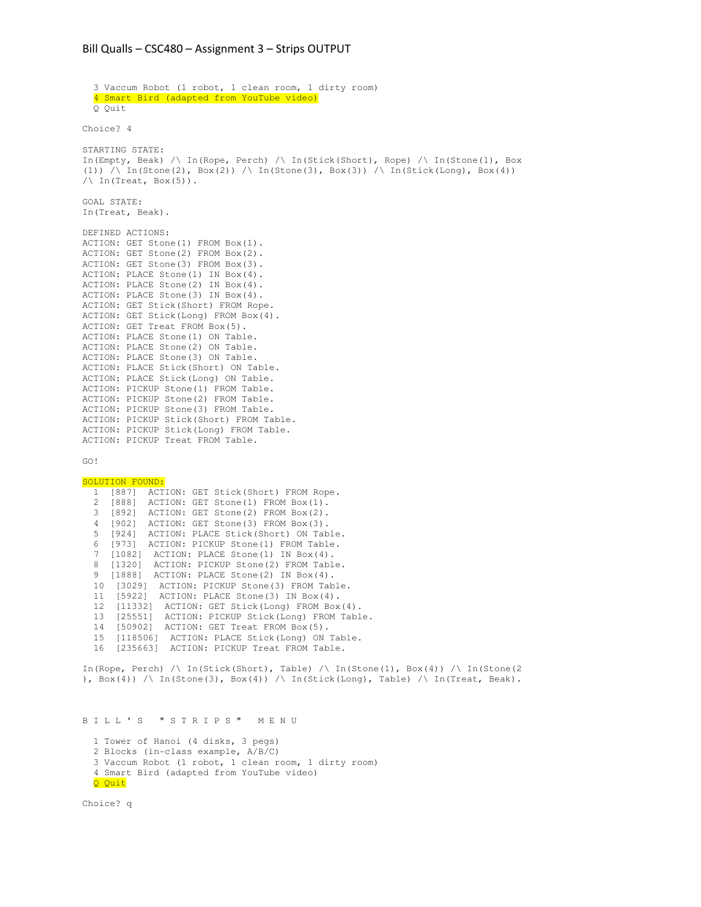```
  3 Vaccum Robot (1 robot, 1 clean room, 1 dirty room)
  4 Smart Bird (adapted from YouTube video)
  Q Quit

Choice? 4

STARTING STATE:
In(Empty, Beak) /\ In(Rope, Perch) /\ In(Stick(Short), Rope) /\ In(Stone(1), Box
(1)) /\ In(Stone(2), Box(2)) /\ In(Stone(3), Box(3)) /\ In(Stick(Long), Box(4))
/\ In(Treat, Box(5)).

GOAL STATE:
In(Treat, Beak).

DEFINED ACTIONS:
ACTION: GET Stone(1) FROM Box(1).
ACTION: GET Stone(2) FROM Box(2).
ACTION: GET Stone(3) FROM Box(3).
ACTION: PLACE Stone(1) IN Box(4).
ACTION: PLACE Stone(2) IN Box(4).
ACTION: PLACE Stone(3) IN Box(4).
ACTION: GET Stick(Short) FROM Rope.
ACTION: GET Stick(Long) FROM Box(4).
ACTION: GET Treat FROM Box(5).
ACTION: PLACE Stone(1) ON Table.
ACTION: PLACE Stone(2) ON Table.
ACTION: PLACE Stone(3) ON Table.
ACTION: PLACE Stick(Short) ON Table.
ACTION: PLACE Stick(Long) ON Table.
ACTION: PICKUP Stone(1) FROM Table.
ACTION: PICKUP Stone(2) FROM Table.
ACTION: PICKUP Stone(3) FROM Table.
ACTION: PICKUP Stick(Short) FROM Table.
ACTION: PICKUP Stick(Long) FROM Table.
ACTION: PICKUP Treat FROM Table.

GO!

SOLUTION FOUND:
  1  [887]  ACTION: GET Stick(Short) FROM Rope.
  2  [888]  ACTION: GET Stone(1) FROM Box(1).
  3  [892]  ACTION: GET Stone(2) FROM Box(2).
  4  [902]  ACTION: GET Stone(3) FROM Box(3).
  5  [924]  ACTION: PLACE Stick(Short) ON Table.
  6  [973]  ACTION: PICKUP Stone(1) FROM Table.
  7  [1082]  ACTION: PLACE Stone(1) IN Box(4).
  8  [1320]  ACTION: PICKUP Stone(2) FROM Table.
  9  [1888]  ACTION: PLACE Stone(2) IN Box(4).
  10  [3029]  ACTION: PICKUP Stone(3) FROM Table.
  11  [5922]  ACTION: PLACE Stone(3) IN Box(4).
  12  [11332]  ACTION: GET Stick(Long) FROM Box(4).
  13  [25551]  ACTION: PICKUP Stick(Long) FROM Table.
  14  [50902]  ACTION: GET Treat FROM Box(5).
  15  [118506]  ACTION: PLACE Stick(Long) ON Table.
  16  [235663]  ACTION: PICKUP Treat FROM Table.

In(Rope, Perch) /\ In(Stick(Short), Table) /\ In(Stone(1), Box(4)) /\ In(Stone(2
), Box(4)) /\ In(Stone(3), Box(4)) /\ In(Stick(Long), Table) /\ In(Treat, Beak).



B I L L ' S   " S T R I P S "   M E N U

  1 Tower of Hanoi (4 disks, 3 pegs)
  2 Blocks (in-class example, A/B/C)
  3 Vaccum Robot (1 robot, 1 clean room, 1 dirty room)
  4 Smart Bird (adapted from YouTube video)
  Q Quit

Choice? q
```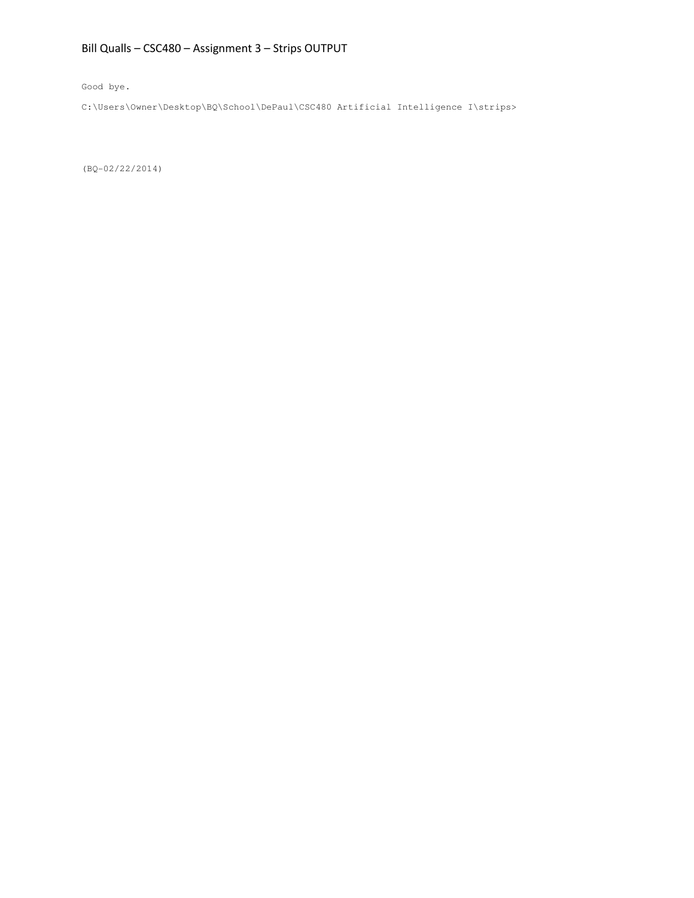```
Good bye.

C:\Users\Owner\Desktop\BQ\School\DePaul\CSC480 Artificial Intelligence I\strips>
```

(BQ-02/22/2014)